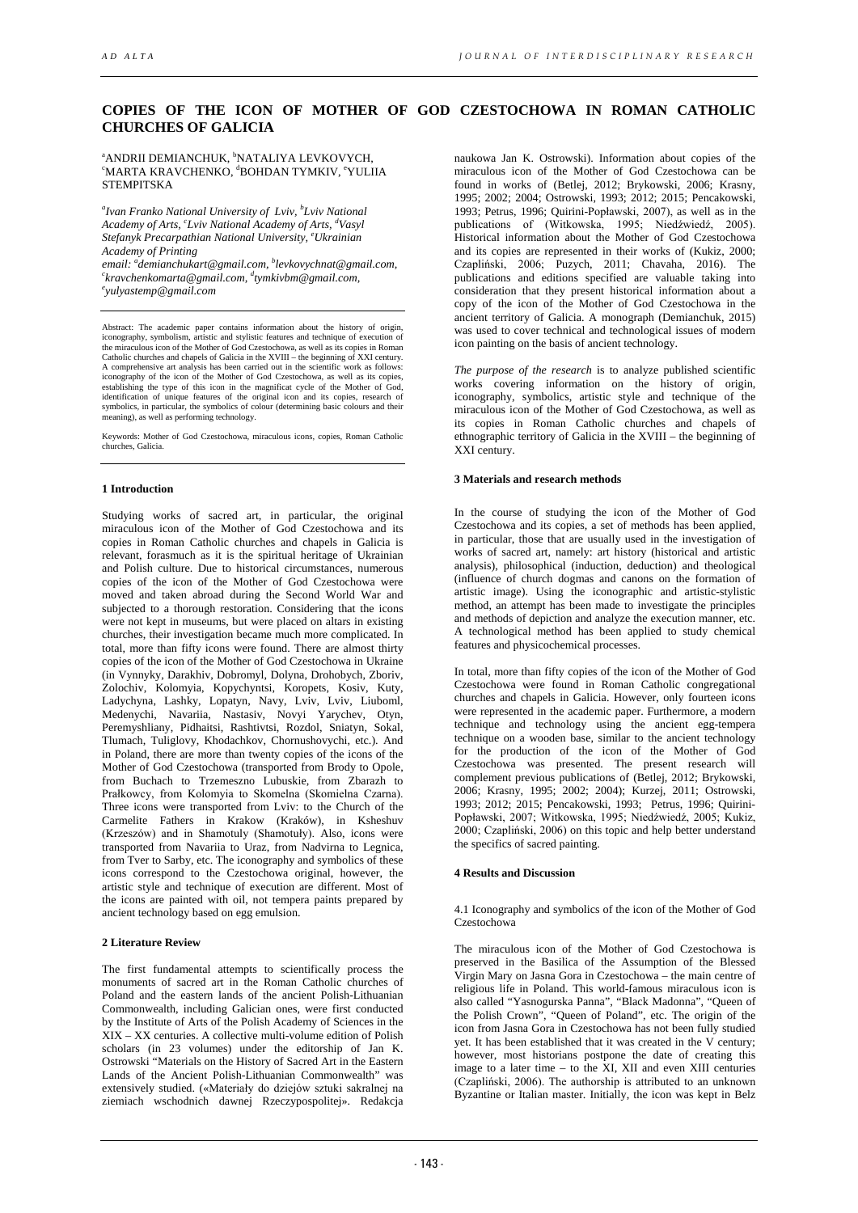# COPIES OF THE ICON OF MOTHER OF GOD CZESTOCHOWA IN ROMAN CATHOLIC CHURCHES OF GALICIA

[a]ANDRII DEMIANCHUK, [b]NATALIYA LEVKOVYCH, [c]MARTA KRAVCHENKO, [d]BOHDAN TYMKIV, [e]YULIIA STEMPITSKA

*[a]Ivan Franko National University of Lviv, [b]Lviv National Academy of Arts, [c]Lviv National Academy of Arts, [d]Vasyl Stefanyk Precarpathian National University, [e]Ukrainian Academy of Printing*
*email: [a]demianchukart@gmail.com, [b]levkovychnat@gmail.com, [c]kravchenkomarta@gmail.com, [d]tymkivbm@gmail.com, [e]yulyastemp@gmail.com*

Abstract: The academic paper contains information about the history of origin, iconography, symbolism, artistic and stylistic features and technique of execution of the miraculous icon of the Mother of God Czestochowa, as well as its copies in Roman Catholic churches and chapels of Galicia in the XVIII – the beginning of XXI century. A comprehensive art analysis has been carried out in the scientific work as follows: iconography of the icon of the Mother of God Czestochowa, as well as its copies, establishing the type of this icon in the magnificat cycle of the Mother of God, identification of unique features of the original icon and its copies, research of symbolics, in particular, the symbolics of colour (determining basic colours and their meaning), as well as performing technology.

Keywords: Mother of God Czestochowa, miraculous icons, copies, Roman Catholic churches, Galicia.

## 1 Introduction

Studying works of sacred art, in particular, the original miraculous icon of the Mother of God Czestochowa and its copies in Roman Catholic churches and chapels in Galicia is relevant, forasmuch as it is the spiritual heritage of Ukrainian and Polish culture. Due to historical circumstances, numerous copies of the icon of the Mother of God Czestochowa were moved and taken abroad during the Second World War and subjected to a thorough restoration. Considering that the icons were not kept in museums, but were placed on altars in existing churches, their investigation became much more complicated. In total, more than fifty icons were found. There are almost thirty copies of the icon of the Mother of God Czestochowa in Ukraine (in Vynnyky, Darakhiv, Dobromyl, Dolyna, Drohobych, Zboriv, Zolochiv, Kolomyia, Kopychyntsi, Koropets, Kosiv, Kuty, Ladychyna, Lashky, Lopatyn, Navy, Lviv, Lviv, Liuboml, Medenychi, Navariia, Nastasiv, Novyi Yarychev, Otyn, Peremyshliany, Pidhaitsi, Rashtivtsi, Rozdol, Sniatyn, Sokal, Tlumach, Tuliglovy, Khodachkov, Chornushovychi, etc.) And in Poland, there are more than twenty copies of the icons of the Mother of God Czestochowa (transported from Brody to Opole, from Buchach to Trzemeszno Lubuskie, from Zbarazh to Prałkowcy, from Kolomyia to Skomelna (Skomielna Czarna). Three icons were transported from Lviv: to the Church of the Carmelite Fathers in Krakow (Kraków), in Ksheshuv (Krzeszów) and in Shamotuly (Shamotuły). Also, icons were transported from Navariia to Uraz, from Nadvirna to Legnica, from Tver to Sarby, etc. The iconography and symbolics of these icons correspond to the Czestochowa original, however, the artistic style and technique of execution are different. Most of the icons are painted with oil, not tempera paints prepared by ancient technology based on egg emulsion.

## 2 Literature Review

The first fundamental attempts to scientifically process the monuments of sacred art in the Roman Catholic churches of Poland and the eastern lands of the ancient Polish-Lithuanian Commonwealth, including Galician ones, were first conducted by the Institute of Arts of the Polish Academy of Sciences in the XIX – XX centuries. A collective multi-volume edition of Polish scholars (in 23 volumes) under the editorship of Jan K. Ostrowski "Materials on the History of Sacred Art in the Eastern Lands of the Ancient Polish-Lithuanian Commonwealth" was extensively studied. («Materiały do dziejów sztuki sakralnej na ziemiach wschodnich dawnej Rzeczypospolitej». Redakcja naukowa Jan K. Ostrowski). Information about copies of the miraculous icon of the Mother of God Czestochowa can be found in works of (Betlej, 2012; Brykowski, 2006; Krasny, 1995; 2002; 2004; Ostrowski, 1993; 2012; 2015; Pencakowski, 1993; Petrus, 1996; Quirini-Popławski, 2007), as well as in the publications of (Witkowska, 1995; Niedźwiedź, 2005). Historical information about the Mother of God Czestochowa and its copies are represented in their works of (Kukiz, 2000; Czapliński, 2006; Puzych, 2011; Chavaha, 2016). The publications and editions specified are valuable taking into consideration that they present historical information about a copy of the icon of the Mother of God Czestochowa in the ancient territory of Galicia. A monograph (Demianchuk, 2015) was used to cover technical and technological issues of modern icon painting on the basis of ancient technology.

*The purpose of the research* is to analyze published scientific works covering information on the history of origin, iconography, symbolics, artistic style and technique of the miraculous icon of the Mother of God Czestochowa, as well as its copies in Roman Catholic churches and chapels of ethnographic territory of Galicia in the XVIII – the beginning of XXI century.

## 3 Materials and research methods

In the course of studying the icon of the Mother of God Czestochowa and its copies, a set of methods has been applied, in particular, those that are usually used in the investigation of works of sacred art, namely: art history (historical and artistic analysis), philosophical (induction, deduction) and theological (influence of church dogmas and canons on the formation of artistic image). Using the iconographic and artistic-stylistic method, an attempt has been made to investigate the principles and methods of depiction and analyze the execution manner, etc. A technological method has been applied to study chemical features and physicochemical processes.

In total, more than fifty copies of the icon of the Mother of God Czestochowa were found in Roman Catholic congregational churches and chapels in Galicia. However, only fourteen icons were represented in the academic paper. Furthermore, a modern technique and technology using the ancient egg-tempera technique on a wooden base, similar to the ancient technology for the production of the icon of the Mother of God Czestochowa was presented. The present research will complement previous publications of (Betlej, 2012; Brykowski, 2006; Krasny, 1995; 2002; 2004); Kurzej, 2011; Ostrowski, 1993; 2012; 2015; Pencakowski, 1993; Petrus, 1996; Quirini-Popławski, 2007; Witkowska, 1995; Niedźwiedź, 2005; Kukiz, 2000; Czapliński, 2006) on this topic and help better understand the specifics of sacred painting.

## 4 Results and Discussion

### 4.1 Iconography and symbolics of the icon of the Mother of God Czestochowa

The miraculous icon of the Mother of God Czestochowa is preserved in the Basilica of the Assumption of the Blessed Virgin Mary on Jasna Gora in Czestochowa – the main centre of religious life in Poland. This world-famous miraculous icon is also called "Yasnogurska Panna", "Black Madonna", "Queen of the Polish Crown", "Queen of Poland", etc. The origin of the icon from Jasna Gora in Czestochowa has not been fully studied yet. It has been established that it was created in the V century; however, most historians postpone the date of creating this image to a later time – to the XI, XII and even XIII centuries (Czapliński, 2006). The authorship is attributed to an unknown Byzantine or Italian master. Initially, the icon was kept in Belz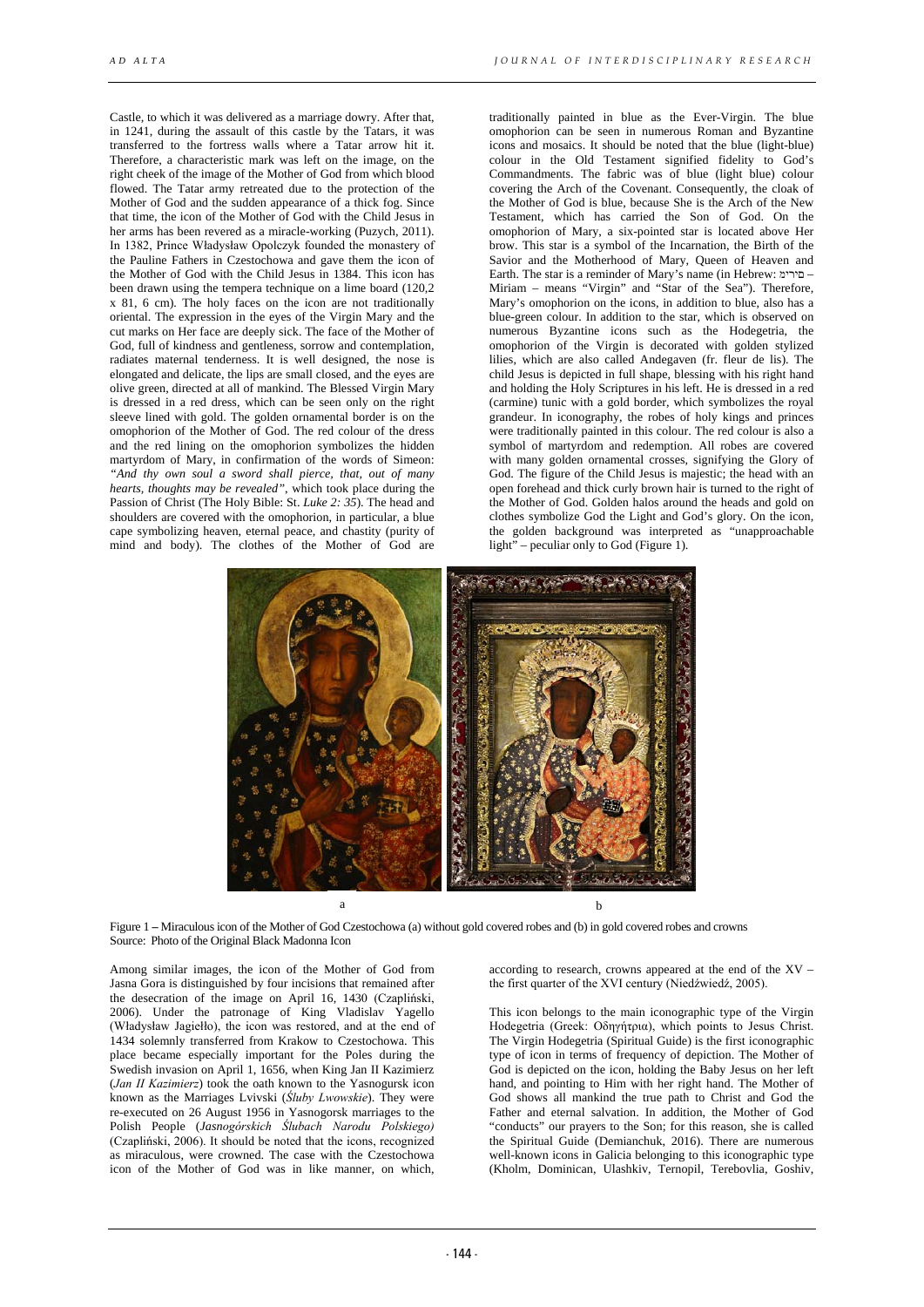Castle, to which it was delivered as a marriage dowry. After that, in 1241, during the assault of this castle by the Tatars, it was transferred to the fortress walls where a Tatar arrow hit it. Therefore, a characteristic mark was left on the image, on the right cheek of the image of the Mother of God from which blood flowed. The Tatar army retreated due to the protection of the Mother of God and the sudden appearance of a thick fog. Since that time, the icon of the Mother of God with the Child Jesus in her arms has been revered as a miracle-working (Puzych, 2011). In 1382, Prince Władysław Opolczyk founded the monastery of the Pauline Fathers in Czestochowa and gave them the icon of the Mother of God with the Child Jesus in 1384. This icon has been drawn using the tempera technique on a lime board (120,2 x 81, 6 cm). The holy faces on the icon are not traditionally oriental. The expression in the eyes of the Virgin Mary and the cut marks on Her face are deeply sick. The face of the Mother of God, full of kindness and gentleness, sorrow and contemplation, radiates maternal tenderness. It is well designed, the nose is elongated and delicate, the lips are small closed, and the eyes are olive green, directed at all of mankind. The Blessed Virgin Mary is dressed in a red dress, which can be seen only on the right sleeve lined with gold. The golden ornamental border is on the omophorion of the Mother of God. The red colour of the dress and the red lining on the omophorion symbolizes the hidden martyrdom of Mary, in confirmation of the words of Simeon: *"And thy own soul a sword shall pierce, that, out of many hearts, thoughts may be revealed"*, which took place during the Passion of Christ (The Holy Bible: St. *Luke 2: 35*). The head and shoulders are covered with the omophorion, in particular, a blue cape symbolizing heaven, eternal peace, and chastity (purity of mind and body). The clothes of the Mother of God are traditionally painted in blue as the Ever-Virgin. The blue omophorion can be seen in numerous Roman and Byzantine icons and mosaics. It should be noted that the blue (light-blue) colour in the Old Testament signified fidelity to God's Commandments. The fabric was of blue (light blue) colour covering the Arch of the Covenant. Consequently, the cloak of the Mother of God is blue, because She is the Arch of the New Testament, which has carried the Son of God. On the omophorion of Mary, a six-pointed star is located above Her brow. This star is a symbol of the Incarnation, the Birth of the Savior and the Motherhood of Mary, Queen of Heaven and Earth. The star is a reminder of Mary's name (in Hebrew: מירים – Miriam – means "Virgin" and "Star of the Sea"). Therefore, Mary's omophorion on the icons, in addition to blue, also has a blue-green colour. In addition to the star, which is observed on numerous Byzantine icons such as the Hodegetria, the omophorion of the Virgin is decorated with golden stylized lilies, which are also called Andegaven (fr. fleur de lis). The child Jesus is depicted in full shape, blessing with his right hand and holding the Holy Scriptures in his left. He is dressed in a red (carmine) tunic with a gold border, which symbolizes the royal grandeur. In iconography, the robes of holy kings and princes were traditionally painted in this colour. The red colour is also a symbol of martyrdom and redemption. All robes are covered with many golden ornamental crosses, signifying the Glory of God. The figure of the Child Jesus is majestic; the head with an open forehead and thick curly brown hair is turned to the right of the Mother of God. Golden halos around the heads and gold on clothes symbolize God the Light and God's glory. On the icon, the golden background was interpreted as "unapproachable light" – peculiar only to God (Figure 1).

a b

Figure 1 – Miraculous icon of the Mother of God Czestochowa (a) without gold covered robes and (b) in gold covered robes and crowns
Source: Photo of the Original Black Madonna Icon

Among similar images, the icon of the Mother of God from Jasna Gora is distinguished by four incisions that remained after the desecration of the image on April 16, 1430 (Czapliński, 2006). Under the patronage of King Vladislav Yagello (Władysław Jagiełło), the icon was restored, and at the end of 1434 solemnly transferred from Krakow to Czestochowa. This place became especially important for the Poles during the Swedish invasion on April 1, 1656, when King Jan II Kazimierz (*Jan II Kazimierz*) took the oath known to the Yasnogursk icon known as the Marriages Lvivski (*Śluby Lwowskie*). They were re-executed on 26 August 1956 in Yasnogorsk marriages to the Polish People (*Jasnogórskich Ślubach Narodu Polskiego)* (Czapliński, 2006). It should be noted that the icons, recognized as miraculous, were crowned. The case with the Czestochowa icon of the Mother of God was in like manner, on which, according to research, crowns appeared at the end of the XV – the first quarter of the XVI century (Niedźwiedź, 2005).

This icon belongs to the main iconographic type of the Virgin Hodegetria (Greek: Οδηγήτρια), which points to Jesus Christ. The Virgin Hodegetria (Spiritual Guide) is the first iconographic type of icon in terms of frequency of depiction. The Mother of God is depicted on the icon, holding the Baby Jesus on her left hand, and pointing to Him with her right hand. The Mother of God shows all mankind the true path to Christ and God the Father and eternal salvation. In addition, the Mother of God "conducts" our prayers to the Son; for this reason, she is called the Spiritual Guide (Demianchuk, 2016). There are numerous well-known icons in Galicia belonging to this iconographic type (Kholm, Dominican, Ulashkiv, Ternopil, Terebovlia, Goshiv,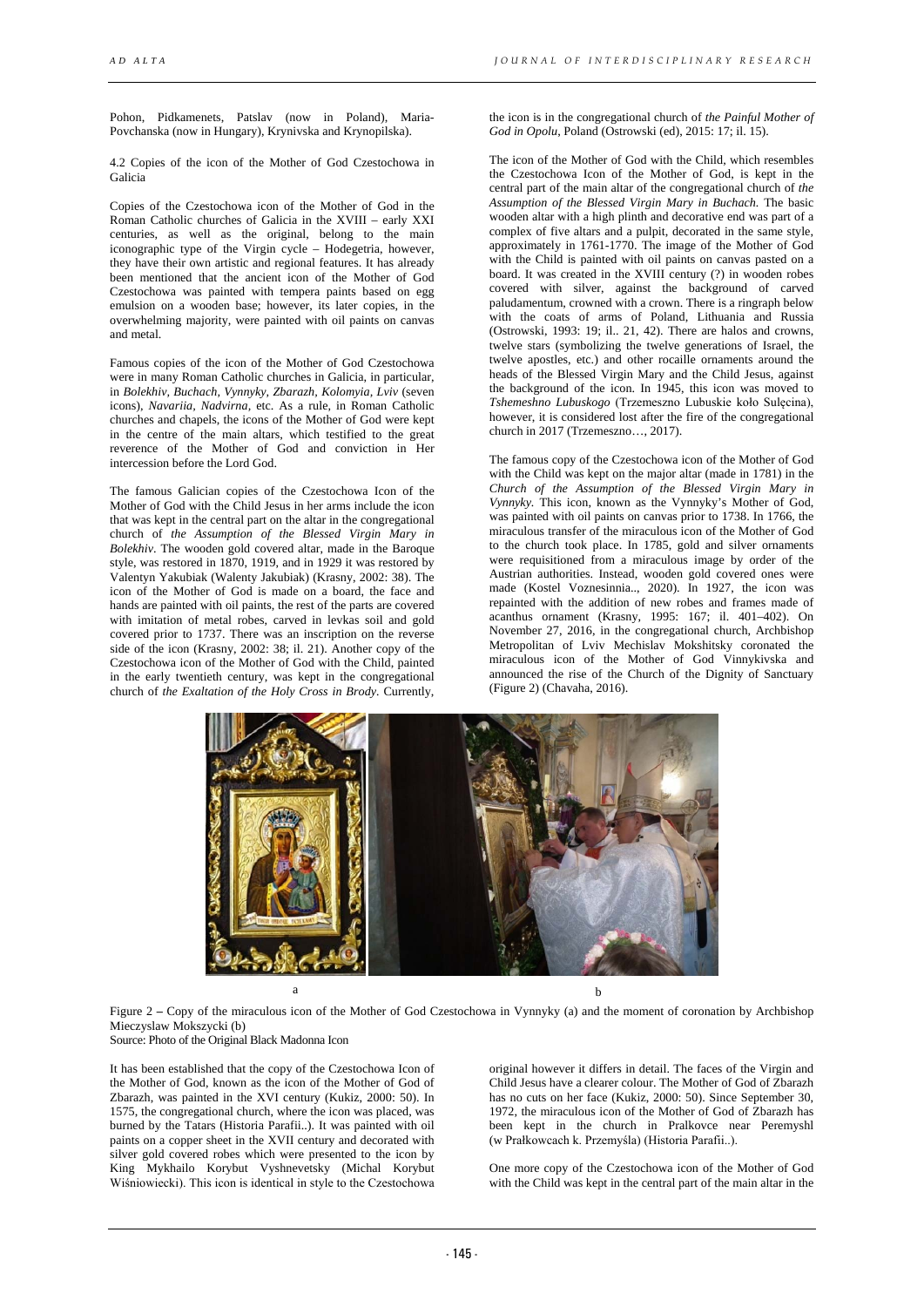Pohon, Pidkamenets, Patslav (now in Poland), Maria-Povchanska (now in Hungary), Krynivska and Krynopilska).

4.2 Copies of the icon of the Mother of God Czestochowa in Galicia

Copies of the Czestochowa icon of the Mother of God in the Roman Catholic churches of Galicia in the XVIII – early XXI centuries, as well as the original, belong to the main iconographic type of the Virgin cycle – Hodegetria, however, they have their own artistic and regional features. It has already been mentioned that the ancient icon of the Mother of God Czestochowa was painted with tempera paints based on egg emulsion on a wooden base; however, its later copies, in the overwhelming majority, were painted with oil paints on canvas and metal.

Famous copies of the icon of the Mother of God Czestochowa were in many Roman Catholic churches in Galicia, in particular, in *Bolekhiv, Buchach, Vynnyky, Zbarazh, Kolomyia, Lviv* (seven icons), *Navariia, Nadvirna*, etc. As a rule, in Roman Catholic churches and chapels, the icons of the Mother of God were kept in the centre of the main altars, which testified to the great reverence of the Mother of God and conviction in Her intercession before the Lord God.

The famous Galician copies of the Czestochowa Icon of the Mother of God with the Child Jesus in her arms include the icon that was kept in the central part on the altar in the congregational church of *the Assumption of the Blessed Virgin Mary in Bolekhiv*. The wooden gold covered altar, made in the Baroque style, was restored in 1870, 1919, and in 1929 it was restored by Valentyn Yakubiak (Walenty Jakubiak) (Krasny, 2002: 38). The icon of the Mother of God is made on a board, the face and hands are painted with oil paints, the rest of the parts are covered with imitation of metal robes, carved in levkas soil and gold covered prior to 1737. There was an inscription on the reverse side of the icon (Krasny, 2002: 38; il. 21). Another copy of the Czestochowa icon of the Mother of God with the Child, painted in the early twentieth century, was kept in the congregational church of *the Exaltation of the Holy Cross in Brody*. Currently, the icon is in the congregational church of *the Painful Mother of God in Opolu*, Poland (Ostrowski (ed), 2015: 17; il. 15).

The icon of the Mother of God with the Child, which resembles the Czestochowa Icon of the Mother of God, is kept in the central part of the main altar of the congregational church of *the Assumption of the Blessed Virgin Mary in Buchach.* The basic wooden altar with a high plinth and decorative end was part of a complex of five altars and a pulpit, decorated in the same style, approximately in 1761-1770. The image of the Mother of God with the Child is painted with oil paints on canvas pasted on a board. It was created in the XVIII century (?) in wooden robes covered with silver, against the background of carved paludamentum, crowned with a crown. There is a ringraph below with the coats of arms of Poland, Lithuania and Russia (Ostrowski, 1993: 19; il.. 21, 42). There are halos and crowns, twelve stars (symbolizing the twelve generations of Israel, the twelve apostles, etc.) and other rocaille ornaments around the heads of the Blessed Virgin Mary and the Child Jesus, against the background of the icon. In 1945, this icon was moved to *Tshemeshno Lubuskogo* (Trzemeszno Lubuskie koło Sulęcina), however, it is considered lost after the fire of the congregational church in 2017 (Trzemeszno…, 2017).

The famous copy of the Czestochowa icon of the Mother of God with the Child was kept on the major altar (made in 1781) in the *Church of the Assumption of the Blessed Virgin Mary in Vynnyky.* This icon, known as the Vynnyky's Mother of God, was painted with oil paints on canvas prior to 1738. In 1766, the miraculous transfer of the miraculous icon of the Mother of God to the church took place. In 1785, gold and silver ornaments were requisitioned from a miraculous image by order of the Austrian authorities. Instead, wooden gold covered ones were made (Kostel Voznesinnia.., 2020). In 1927, the icon was repainted with the addition of new robes and frames made of acanthus ornament (Krasny, 1995: 167; il. 401–402). On November 27, 2016, in the congregational church, Archbishop Metropolitan of Lviv Mechislav Mokshitsky coronated the miraculous icon of the Mother of God Vinnykivska and announced the rise of the Church of the Dignity of Sanctuary (Figure 2) (Chavaha, 2016).

a b

Figure 2 – Copy of the miraculous icon of the Mother of God Czestochowa in Vynnyky (a) and the moment of coronation by Archbishop Mieczyslaw Mokszycki (b)
Source: Photo of the Original Black Madonna Icon

It has been established that the copy of the Czestochowa Icon of the Mother of God, known as the icon of the Mother of God of Zbarazh, was painted in the XVI century (Kukiz, 2000: 50). In 1575, the congregational church, where the icon was placed, was burned by the Tatars (Historia Parafii..). It was painted with oil paints on a copper sheet in the XVII century and decorated with silver gold covered robes which were presented to the icon by King Mykhailo Korybut Vyshnevetsky (Michal Korybut Wiśniowiecki). This icon is identical in style to the Czestochowa original however it differs in detail. The faces of the Virgin and Child Jesus have a clearer colour. The Mother of God of Zbarazh has no cuts on her face (Kukiz, 2000: 50). Since September 30, 1972, the miraculous icon of the Mother of God of Zbarazh has been kept in the church in Pralkovce near Peremyshl (w Prałkowcach k. Przemyśla) (Historia Parafii..).

One more copy of the Czestochowa icon of the Mother of God with the Child was kept in the central part of the main altar in the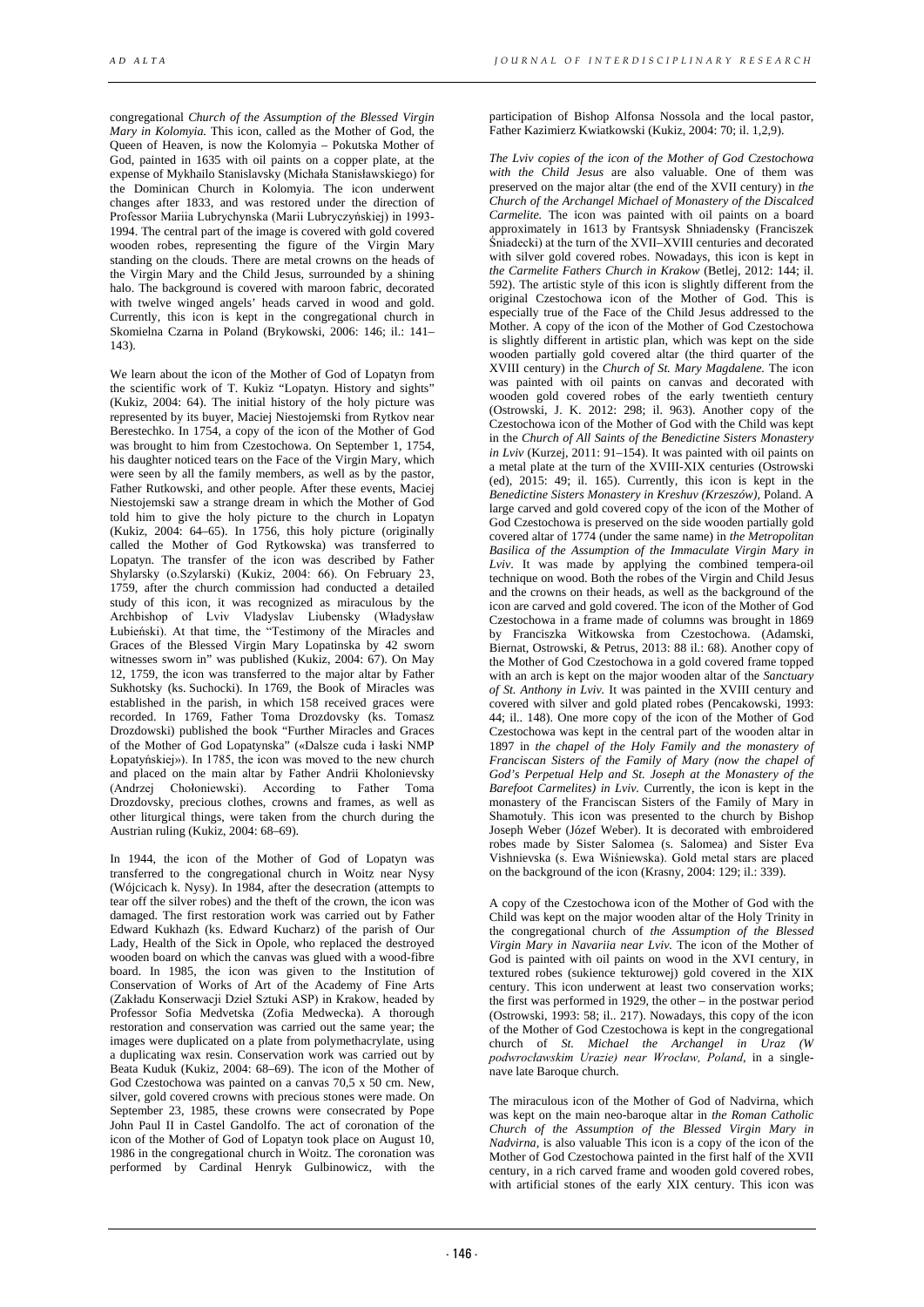congregational *Church of the Assumption of the Blessed Virgin Mary in Kolomyia.* This icon, called as the Mother of God, the Queen of Heaven, is now the Kolomyia – Pokutska Mother of God, painted in 1635 with oil paints on a copper plate, at the expense of Mykhailo Stanislavsky (Michała Stanisławskiego) for the Dominican Church in Kolomyia. The icon underwent changes after 1833, and was restored under the direction of Professor Mariia Lubrychynska (Marii Lubryczyńskiej) in 1993-1994. The central part of the image is covered with gold covered wooden robes, representing the figure of the Virgin Mary standing on the clouds. There are metal crowns on the heads of the Virgin Mary and the Child Jesus, surrounded by a shining halo. The background is covered with maroon fabric, decorated with twelve winged angels' heads carved in wood and gold. Currently, this icon is kept in the congregational church in Skomielna Czarna in Poland (Brykowski, 2006: 146; il.: 141–143).

We learn about the icon of the Mother of God of Lopatyn from the scientific work of T. Kukiz "Lopatyn. History and sights" (Kukiz, 2004: 64). The initial history of the holy picture was represented by its buyer, Maciej Niestojemski from Rytkov near Berestechko. In 1754, a copy of the icon of the Mother of God was brought to him from Czestochowa. On September 1, 1754, his daughter noticed tears on the Face of the Virgin Mary, which were seen by all the family members, as well as by the pastor, Father Rutkowski, and other people. After these events, Maciej Niestojemski saw a strange dream in which the Mother of God told him to give the holy picture to the church in Lopatyn (Kukiz, 2004: 64–65). In 1756, this holy picture (originally called the Mother of God Rytkowska) was transferred to Lopatyn. The transfer of the icon was described by Father Shylarsky (o.Szylarski) (Kukiz, 2004: 66). On February 23, 1759, after the church commission had conducted a detailed study of this icon, it was recognized as miraculous by the Archbishop of Lviv Vladyslav Liubensky (Władysław Łubieński). At that time, the "Testimony of the Miracles and Graces of the Blessed Virgin Mary Lopatinska by 42 sworn witnesses sworn in" was published (Kukiz, 2004: 67). On May 12, 1759, the icon was transferred to the major altar by Father Sukhotsky (ks. Suchocki). In 1769, the Book of Miracles was established in the parish, in which 158 received graces were recorded. In 1769, Father Toma Drozdovsky (ks. Tomasz Drozdowski) published the book "Further Miracles and Graces of the Mother of God Lopatynska" («Dalsze cuda i łaski NMP Łopatyńskiej»). In 1785, the icon was moved to the new church and placed on the main altar by Father Andrii Kholonievsky (Andrzej Chołoniewski). According to Father Toma Drozdovsky, precious clothes, crowns and frames, as well as other liturgical things, were taken from the church during the Austrian ruling (Kukiz, 2004: 68–69).

In 1944, the icon of the Mother of God of Lopatyn was transferred to the congregational church in Woitz near Nysy (Wójcicach k. Nysy). In 1984, after the desecration (attempts to tear off the silver robes) and the theft of the crown, the icon was damaged. The first restoration work was carried out by Father Edward Kukhazh (ks. Edward Kucharz) of the parish of Our Lady, Health of the Sick in Opole, who replaced the destroyed wooden board on which the canvas was glued with a wood-fibre board. In 1985, the icon was given to the Institution of Conservation of Works of Art of the Academy of Fine Arts (Zakładu Konserwacji Dzieł Sztuki ASP) in Krakow, headed by Professor Sofia Medvetska (Zofia Medwecka). A thorough restoration and conservation was carried out the same year; the images were duplicated on a plate from polymethacrylate, using a duplicating wax resin. Conservation work was carried out by Beata Kuduk (Kukiz, 2004: 68–69). The icon of the Mother of God Czestochowa was painted on a canvas 70,5 x 50 cm. New, silver, gold covered crowns with precious stones were made. On September 23, 1985, these crowns were consecrated by Pope John Paul II in Castel Gandolfo. The act of coronation of the icon of the Mother of God of Lopatyn took place on August 10, 1986 in the congregational church in Woitz. The coronation was performed by Cardinal Henryk Gulbinowicz, with the participation of Bishop Alfonsa Nossola and the local pastor, Father Kazimierz Kwiatkowski (Kukiz, 2004: 70; il. 1,2,9).

*The Lviv copies of the icon of the Mother of God Czestochowa with the Child Jesus* are also valuable. One of them was preserved on the major altar (the end of the XVII century) in *the Church of the Archangel Michael of Monastery of the Discalced Carmelite.* The icon was painted with oil paints on a board approximately in 1613 by Frantsysk Shniadensky (Franciszek Śniadecki) at the turn of the XVII–XVIII centuries and decorated with silver gold covered robes. Nowadays, this icon is kept in *the Carmelite Fathers Church in Krakow* (Betlej, 2012: 144; il. 592). The artistic style of this icon is slightly different from the original Czestochowa icon of the Mother of God. This is especially true of the Face of the Child Jesus addressed to the Mother. A copy of the icon of the Mother of God Czestochowa is slightly different in artistic plan, which was kept on the side wooden partially gold covered altar (the third quarter of the XVIII century) in the *Church of St. Mary Magdalene.* The icon was painted with oil paints on canvas and decorated with wooden gold covered robes of the early twentieth century (Ostrowski, J. K. 2012: 298; il. 963). Another copy of the Czestochowa icon of the Mother of God with the Child was kept in the *Church of All Saints of the Benedictine Sisters Monastery in Lviv* (Kurzej, 2011: 91–154). It was painted with oil paints on a metal plate at the turn of the XVIII-XIX centuries (Ostrowski (ed), 2015: 49; il. 165). Currently, this icon is kept in the *Benedictine Sisters Monastery in Kreshuv (Krzeszów),* Poland. A large carved and gold covered copy of the icon of the Mother of God Czestochowa is preserved on the side wooden partially gold covered altar of 1774 (under the same name) in *the Metropolitan Basilica of the Assumption of the Immaculate Virgin Mary in Lviv*. It was made by applying the combined tempera-oil technique on wood. Both the robes of the Virgin and Child Jesus and the crowns on their heads, as well as the background of the icon are carved and gold covered. The icon of the Mother of God Czestochowa in a frame made of columns was brought in 1869 by Franciszka Witkowska from Czestochowa. (Adamski, Biernat, Ostrowski, & Petrus, 2013: 88 il.: 68). Another copy of the Mother of God Czestochowa in a gold covered frame topped with an arch is kept on the major wooden altar of the *Sanctuary of St. Anthony in Lviv.* It was painted in the XVIII century and covered with silver and gold plated robes (Pencakowski, 1993: 44; il.. 148). One more copy of the icon of the Mother of God Czestochowa was kept in the central part of the wooden altar in 1897 in *the chapel of the Holy Family and the monastery of Franciscan Sisters of the Family of Mary (now the chapel of God's Perpetual Help and St. Joseph at the Monastery of the Barefoot Carmelites) in Lviv.* Currently, the icon is kept in the monastery of the Franciscan Sisters of the Family of Mary in Shamotuly. This icon was presented to the church by Bishop Joseph Weber (Józef Weber). It is decorated with embroidered robes made by Sister Salomea (s. Salomea) and Sister Eva Vishnievska (s. Ewa Wiśniewska). Gold metal stars are placed on the background of the icon (Krasny, 2004: 129; il.: 339).

A copy of the Czestochowa icon of the Mother of God with the Child was kept on the major wooden altar of the Holy Trinity in the congregational church of *the Assumption of the Blessed Virgin Mary in Navariia near Lviv.* The icon of the Mother of God is painted with oil paints on wood in the XVI century, in textured robes (sukience tekturowej) gold covered in the XIX century. This icon underwent at least two conservation works; the first was performed in 1929, the other – in the postwar period (Ostrowski, 1993: 58; il.. 217). Nowadays, this copy of the icon of the Mother of God Czestochowa is kept in the congregational church of *St. Michael the Archangel in Uraz (W podwrocławskim Urazie) near Wrocław, Poland*, in a single-nave late Baroque church.

The miraculous icon of the Mother of God of Nadvirna, which was kept on the main neo-baroque altar in *the Roman Catholic Church of the Assumption of the Blessed Virgin Mary in Nadvirna*, is also valuable This icon is a copy of the icon of the Mother of God Czestochowa painted in the first half of the XVII century, in a rich carved frame and wooden gold covered robes, with artificial stones of the early XIX century. This icon was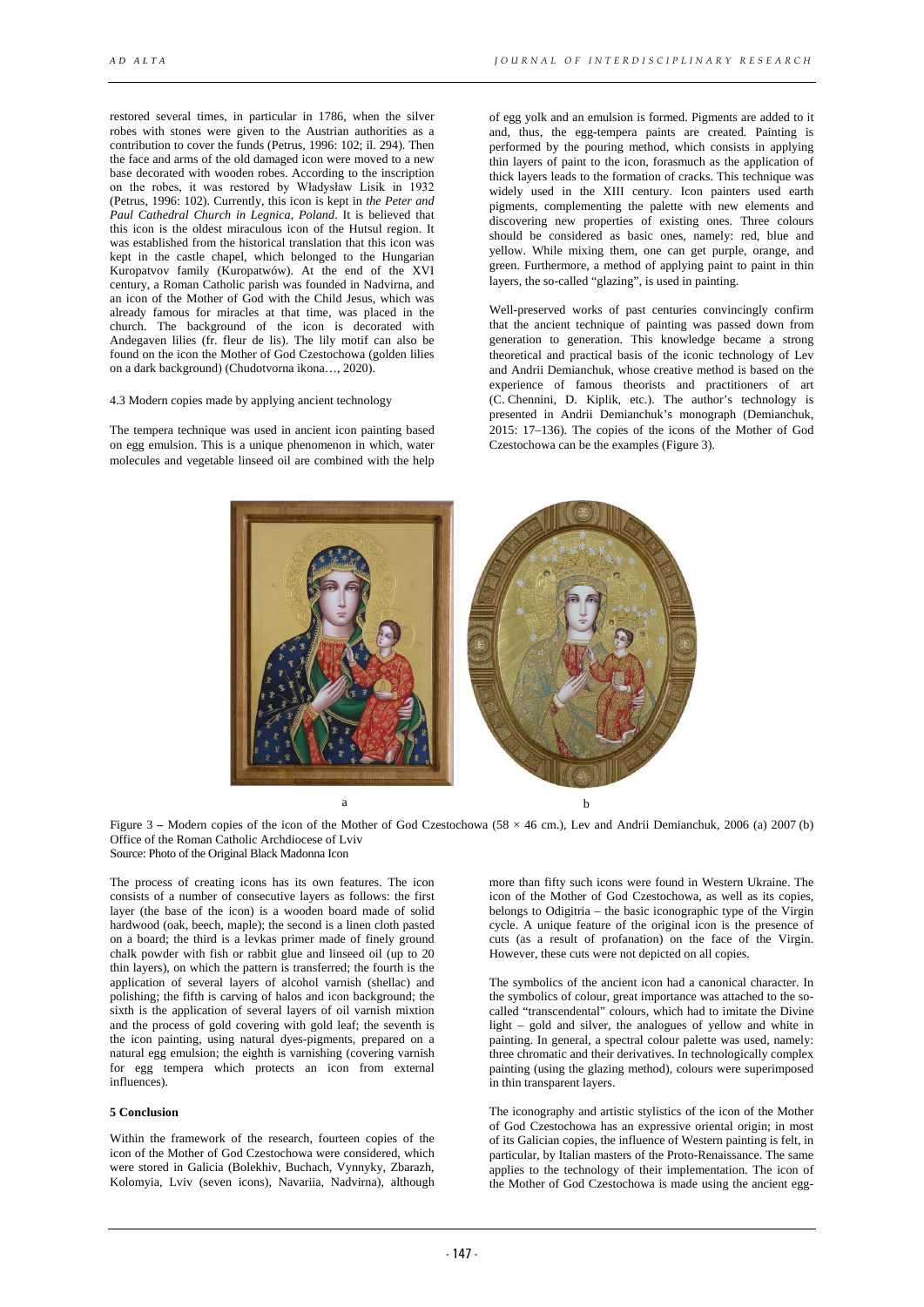restored several times, in particular in 1786, when the silver robes with stones were given to the Austrian authorities as a contribution to cover the funds (Petrus, 1996: 102; il. 294). Then the face and arms of the old damaged icon were moved to a new base decorated with wooden robes. According to the inscription on the robes, it was restored by Władysław Lisik in 1932 (Petrus, 1996: 102). Currently, this icon is kept in *the Peter and Paul Cathedral Church in Legnica, Poland*. It is believed that this icon is the oldest miraculous icon of the Hutsul region. It was established from the historical translation that this icon was kept in the castle chapel, which belonged to the Hungarian Kuropatvov family (Kuropatwów). At the end of the XVI century, a Roman Catholic parish was founded in Nadvirna, and an icon of the Mother of God with the Child Jesus, which was already famous for miracles at that time, was placed in the church. The background of the icon is decorated with Andegaven lilies (fr. fleur de lis). The lily motif can also be found on the icon the Mother of God Czestochowa (golden lilies on a dark background) (Chudotvorna ikona…, 2020).

4.3 Modern copies made by applying ancient technology

The tempera technique was used in ancient icon painting based on egg emulsion. This is a unique phenomenon in which, water molecules and vegetable linseed oil are combined with the help of egg yolk and an emulsion is formed. Pigments are added to it and, thus, the egg-tempera paints are created. Painting is performed by the pouring method, which consists in applying thin layers of paint to the icon, forasmuch as the application of thick layers leads to the formation of cracks. This technique was widely used in the XIII century. Icon painters used earth pigments, complementing the palette with new elements and discovering new properties of existing ones. Three colours should be considered as basic ones, namely: red, blue and yellow. While mixing them, one can get purple, orange, and green. Furthermore, a method of applying paint to paint in thin layers, the so-called "glazing", is used in painting.

Well-preserved works of past centuries convincingly confirm that the ancient technique of painting was passed down from generation to generation. This knowledge became a strong theoretical and practical basis of the iconic technology of Lev and Andrii Demianchuk, whose creative method is based on the experience of famous theorists and practitioners of art (C. Chennini, D. Kiplik, etc.). The author's technology is presented in Andrii Demianchuk's monograph (Demianchuk, 2015: 17–136). The copies of the icons of the Mother of God Czestochowa can be the examples (Figure 3).

a b

Figure 3 – Modern copies of the icon of the Mother of God Czestochowa (58 × 46 cm.), Lev and Andrii Demianchuk, 2006 (a) 2007 (b) Office of the Roman Catholic Archdiocese of Lviv
Source: Photo of the Original Black Madonna Icon

The process of creating icons has its own features. The icon consists of a number of consecutive layers as follows: the first layer (the base of the icon) is a wooden board made of solid hardwood (oak, beech, maple); the second is a linen cloth pasted on a board; the third is a levkas primer made of finely ground chalk powder with fish or rabbit glue and linseed oil (up to 20 thin layers), on which the pattern is transferred; the fourth is the application of several layers of alcohol varnish (shellac) and polishing; the fifth is carving of halos and icon background; the sixth is the application of several layers of oil varnish mixtion and the process of gold covering with gold leaf; the seventh is the icon painting, using natural dyes-pigments, prepared on a natural egg emulsion; the eighth is varnishing (covering varnish for egg tempera which protects an icon from external influences).

**5 Conclusion**

Within the framework of the research, fourteen copies of the icon of the Mother of God Czestochowa were considered, which were stored in Galicia (Bolekhiv, Buchach, Vynnyky, Zbarazh, Kolomyia, Lviv (seven icons), Navariia, Nadvirna), although more than fifty such icons were found in Western Ukraine. The icon of the Mother of God Czestochowa, as well as its copies, belongs to Odigitria – the basic iconographic type of the Virgin cycle. A unique feature of the original icon is the presence of cuts (as a result of profanation) on the face of the Virgin. However, these cuts were not depicted on all copies.

The symbolics of the ancient icon had a canonical character. In the symbolics of colour, great importance was attached to the so-called "transcendental" colours, which had to imitate the Divine light – gold and silver, the analogues of yellow and white in painting. In general, a spectral colour palette was used, namely: three chromatic and their derivatives. In technologically complex painting (using the glazing method), colours were superimposed in thin transparent layers.

The iconography and artistic stylistics of the icon of the Mother of God Czestochowa has an expressive oriental origin; in most of its Galician copies, the influence of Western painting is felt, in particular, by Italian masters of the Proto-Renaissance. The same applies to the technology of their implementation. The icon of the Mother of God Czestochowa is made using the ancient egg-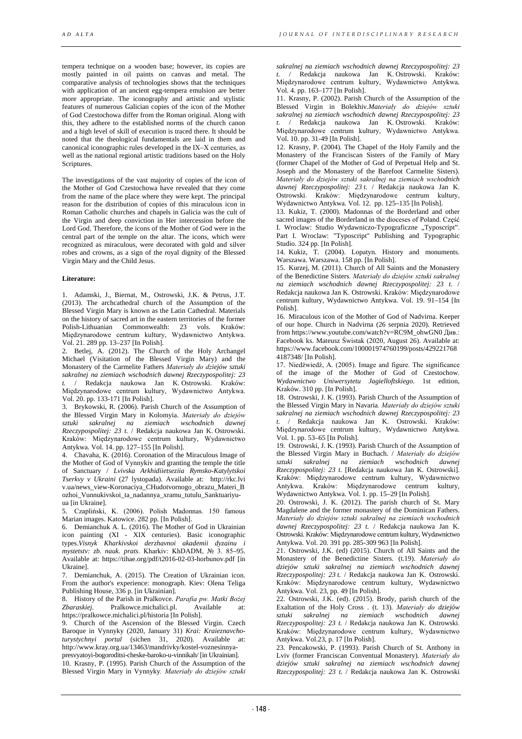tempera technique on a wooden base; however, its copies are mostly painted in oil paints on canvas and metal. The comparative analysis of technologies shows that the techniques with application of an ancient egg-tempera emulsion are better more appropriate. The iconography and artistic and stylistic features of numerous Galician copies of the icon of the Mother of God Czestochowa differ from the Roman original. Along with this, they adhere to the established norms of the church canon and a high level of skill of execution is traced there. It should be noted that the theological fundamentals are laid in them and canonical iconographic rules developed in the IX–X centuries, as well as the national regional artistic traditions based on the Holy Scriptures.

The investigations of the vast majority of copies of the icon of the Mother of God Czestochowa have revealed that they come from the name of the place where they were kept. The principal reason for the distribution of copies of this miraculous icon in Roman Catholic churches and chapels in Galicia was the cult of the Virgin and deep conviction in Her intercession before the Lord God. Therefore, the icons of the Mother of God were in the central part of the temple on the altar. The icons, which were recognized as miraculous, were decorated with gold and silver robes and crowns, as a sign of the royal dignity of the Blessed Virgin Mary and the Child Jesus.

**Literature:**

1. Adamski, J., Biernat, M., Ostrowski, J.K. & Petrus, J.T. (2013). The archcathedral church of the Assumption of the Blessed Virgin Mary is known as the Latin Cathedral. Materials on the history of sacred art in the eastern territories of the former Polish-Lithuanian Commonwealth: 23 vols. Kraków: Międzynarodowe centrum kultury, Wydawnictwo Antykwa. Vol. 21. 289 pp. 13–237 [In Polish].
2. Betlej, A. (2012). The Church of the Holy Archangel Michael (Visitation of the Blessed Virgin Mary) and the Monastery of the Carmelite Fathers *Materiały do dziejów sztuki sakralnej na ziemiach wschodnich dawnej Rzeczypospolitej: 23 t.* / Redakcja naukowa Jan K. Ostrowski. Kraków: Międzynarodowe centrum kultury, Wydawnictwo Antykwa. Vol. 20. pp. 133-171 [In Polish].
3. Brykowski, R. (2006). Parish Church of the Assumption of the Blessed Virgin Mary in Kolomyia. *Materiały do dziejów sztuki sakralnej na ziemiach wschodnich dawnej Rzeczypospolitej: 23 t.* / Redakcja naukowa Jan K. Ostrowski. Kraków: Międzynarodowe centrum kultury, Wydawnictwo Antykwa. Vol. 14. pp. 127–155 [In Polish].
4. Chavaha, K. (2016). Coronation of the Miraculous Image of the Mother of God of Vynnykiv and granting the temple the title of Sanctuary / *Lvivska Arkhidiietseziia Rymsko-Katylytskoi Tserkvy v Ukraini* (27 lystopada). Available at: http://rkc.lviv.ua/news_view-Koronaciya_CHudotvornogo_obrazu_Materi_Bozhoi_Vunnukivskoi_ta_nadannya_xramu_tutulu_Sanktuariyu-ua [in Ukraine].
5. Czapliński, K. (2006). Polish Madonnas. 150 famous Marian images. Katowice. 282 pp. [In Polish].
6. Demianchuk A. L. (2016). The Mother of God in Ukrainian icon painting (XI - XIX centuries). Basic iconographic types.*Visnyk Kharkivskoi derzhavnoi akademii dyzainu i mystetstv: zb. nauk. prats*. Kharkiv: KhDADM, № 3. 85–95. Available at: https://tihae.org/pdf/t2016-02-03-horbunov.pdf [in Ukraine].
7. Demianchuk, A. (2015). The Creation of Ukrainian icon. From the author's experience: monograph. Kiev: Olena Teliga Publishing House, 336 p. [in Ukrainian].
8. History of the Parish in Pralkovce. *Parafia pw. Matki Bożej Zbaraskiej*. Pralkowce.michalici.pl. Available at: https://pralkowce.michalici.pl/historia [In Polish].
9. Church of the Ascension of the Blessed Virgin. Czech Baroque in Vynnyky (2020, January 31) *Krai: Kraieznavcho-turystychnyi portal* (sichen 31, 2020). Available at: http://www.kray.org.ua/13463/mandrivky/kostel-voznesinnya-presvyatoyi-bogoroditsi-cheske-baroko-u-vinnikah/ [in Ukrainian].
10. Krasny, P. (1995). Parish Church of the Assumption of the Blessed Virgin Mary in Vynnyky. *Materiały do dziejów sztuki sakralnej na ziemiach wschodnich dawnej Rzeczypospolitej: 23 t.* / Redakcja naukowa Jan K. Ostrowski. Kraków: Międzynarodowe centrum kultury, Wydawnictwo Antykwa. Vol. 4. pp. 163–177 [In Polish].
11. Krasny, P. (2002). Parish Church of the Assumption of the Blessed Virgin in Bolekhiv.*Materiały do dziejów sztuki sakralnej na ziemiach wschodnich dawnej Rzeczypospolitej: 23 t.* / Redakcja naukowa Jan K. Ostrowski. Kraków: Międzynarodowe centrum kultury, Wydawnictwo Antykwa. Vol. 10. pp. 31-49 [In Polish].
12. Krasny, P. (2004). The Chapel of the Holy Family and the Monastery of the Franciscan Sisters of the Family of Mary (former Chapel of the Mother of God of Perpetual Help and St. Joseph and the Monastery of the Barefoot Carmelite Sisters). *Materiały do dziejów sztuki sakralnej na ziemiach wschodnich dawnej Rzeczypospolitej: 23 t.* / Redakcja naukowa Jan K. Ostrowski. Kraków: Międzynarodowe centrum kultury, Wydawnictwo Antykwa. Vol. 12. pp. 125–135 [In Polish].
13. Kukiz, T. (2000). Madonnas of the Borderland and other sacred images of the Borderland in the dioceses of Poland. Część I. Wroclaw: Studio Wydawniczo-Typograficzne „Typoscript". Part I. Wroclaw: "Typoscript" Publishing and Typographic Studio. 324 pp. [In Polish].
14. Kukiz, T. (2004). Lopatyn. History and monuments. Warszawa. Warszawa. 158 pp. [In Polish].
15. Kurzej, M. (2011). Church of All Saints and the Monastery of the Benedictine Sisters*. Materiały do dziejów sztuki sakralnej na ziemiach wschodnich dawnej Rzeczypospolitej: 23 t.* / Redakcja naukowa Jan K. Ostrowski. Kraków: Międzynarodowe centrum kultury, Wydawnictwo Antykwa. Vol. 19. 91–154 [In Polish].
16. Miraculous icon of the Mother of God of Nadvirna. Keeper of our hope. Church in Nadvirna (26 serpnia 2020). Retrieved from https://www.youtube.com/watch?v=RC9M_ohwGN0 Див.: Facebook ks. Mateusz Świstak (2020, August 26). Available at: https://www.facebook.com/100001974760199/posts/4292217684187348/ [In Polish].
17. Niedźwiedź, A. (2005). Image and figure. The significance of the image of the Mother of God of Czestochow. *Wydawnictwo Uniwersytetu Jagielloftskiego*. 1st edition, Kraków. 310 pp. [In Polish].
18. Ostrowski, J. K. (1993). Parish Church of the Assumption of the Blessed Virgin Mary in Navaria*. Materiały do dziejów sztuki sakralnej na ziemiach wschodnich dawnej Rzeczypospolitej: 23 t.* / Redakcja naukowa Jan K. Ostrowski. Kraków: Międzynarodowe centrum kultury, Wydawnictwo Antykwa. Vol. 1. pp. 53–65 [In Polish].
19. Ostrowski, J. K. (1993). Parish Church of the Assumption of the Blessed Virgin Mary in Buchach. / *Materiały do dziejów sztuki sakralnej na ziemiach wschodnich dawnej Rzeczypospolitej: 23 t.* [Redakcja naukowa Jan K. Ostrowski]. Kraków: Międzynarodowe centrum kultury, Wydawnictwo Antykwa. Kraków: Międzynarodowe centrum kultury, Wydawnictwo Antykwa. Vol. 1. pp. 15–29 [In Polish].
20. Ostrowski, J. K. (2012). The parish church of St. Mary Magdalene and the former monastery of the Dominican Fathers. *Materiały do dziejów sztuki sakralnej na ziemiach wschodnich dawnej Rzeczypospolitej: 23 t.* / Redakcja naukowa Jan K. Ostrowski. Kraków: Międzynarodowe centrum kultury, Wydawnictwo Antykwa. Vol. 20. 391 pp. 285-309 963 [In Polish].
21. Ostrowski, J.K. (ed) (2015). Church of All Saints and the Monastery of the Benedictine Sisters. (t.19). *Materiały do dziejów sztuki sakralnej na ziemiach wschodnich dawnej Rzeczypospolitej: 23 t.* / Redakcja naukowa Jan K. Ostrowski. Kraków: Międzynarodowe centrum kultury, Wydawnictwo Antykwa. Vol. 23, pp. 49 [In Polish].
22. Ostrowski, J.K. (ed). (2015). Brody, parish church of the Exaltation of the Holy Cross . (t. 13). *Materiały do dziejów sztuki sakralnej na ziemiach wschodnich dawnej Rzeczypospolitej: 23 t.* / Redakcja naukowa Jan K. Ostrowski. Kraków: Międzynarodowe centrum kultury, Wydawnictwo Antykwa. Vol.23, p. 17 [In Polish].
23. Pencakowski, P. (1993). Parish Church of St. Anthony in Lviv (former Franciscan Conventual Monastery). *Materiały do dziejów sztuki sakralnej na ziemiach wschodnich dawnej Rzeczypospolitej: 23 t.* / Redakcja naukowa Jan K. Ostrowski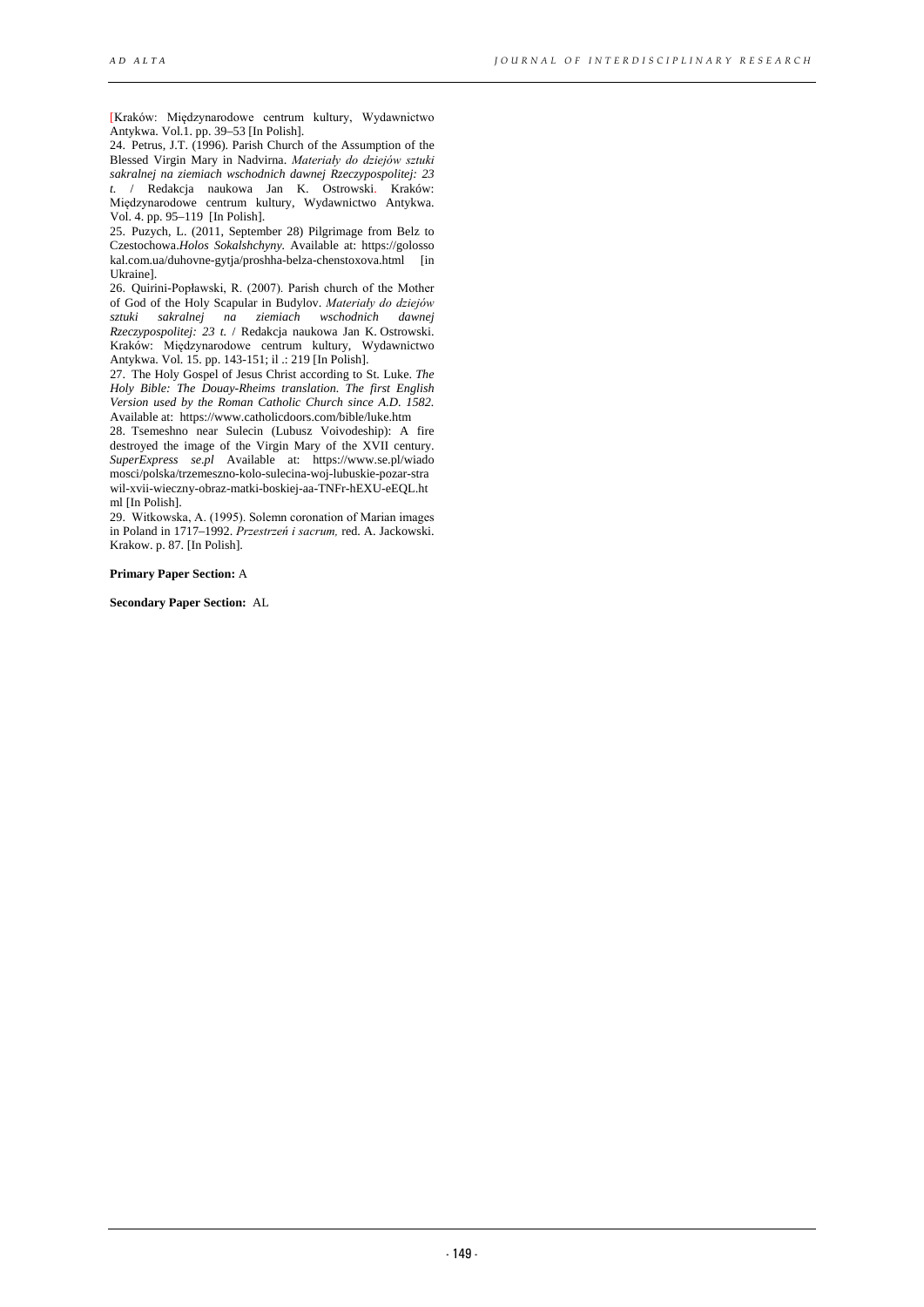[Kraków: Międzynarodowe centrum kultury, Wydawnictwo Antykwa. Vol.1. pp. 39–53 [In Polish].

24. Petrus, J.T. (1996). Parish Church of the Assumption of the Blessed Virgin Mary in Nadvirna. *Materiały do dziejów sztuki sakralnej na ziemiach wschodnich dawnej Rzeczypospolitej: 23 t.* / Redakcja naukowa Jan K. Ostrowski. Kraków: Międzynarodowe centrum kultury, Wydawnictwo Antykwa. Vol. 4. pp. 95–119 [In Polish].

25. Puzych, L. (2011, September 28) Pilgrimage from Belz to Czestochowa.*Holos Sokalshchyny.* Available at: https://golossokal.com.ua/duhovne-gytja/proshha-belza-chenstoxova.html [in Ukraine].

26. Quirini-Popławski, R. (2007). Parish church of the Mother of God of the Holy Scapular in Budylov. *Materiały do dziejów sztuki sakralnej na ziemiach wschodnich dawnej Rzeczypospolitej: 23 t.* / Redakcja naukowa Jan K. Ostrowski. Kraków: Międzynarodowe centrum kultury, Wydawnictwo Antykwa. Vol. 15. pp. 143-151; il .: 219 [In Polish].

27. The Holy Gospel of Jesus Christ according to St. Luke. *The Holy Bible: The Douay-Rheims translation. The first English Version used by the Roman Catholic Church since A.D. 1582.* Available at: https://www.catholicdoors.com/bible/luke.htm

28. Tsemeshno near Sulecin (Lubusz Voivodeship): A fire destroyed the image of the Virgin Mary of the XVII century. *SuperExpress se.pl* Available at: https://www.se.pl/wiadomosci/polska/trzemeszno-kolo-sulecina-woj-lubuskie-pozar-strawil-xvii-wieczny-obraz-matki-boskiej-aa-TNFr-hEXU-eEQL.html [In Polish].

29. Witkowska, A. (1995). Solemn coronation of Marian images in Poland in 1717–1992. *Przestrzeń i sacrum,* red. A. Jackowski. Krakow. p. 87. [In Polish].

**Primary Paper Section:** A

**Secondary Paper Section:** AL